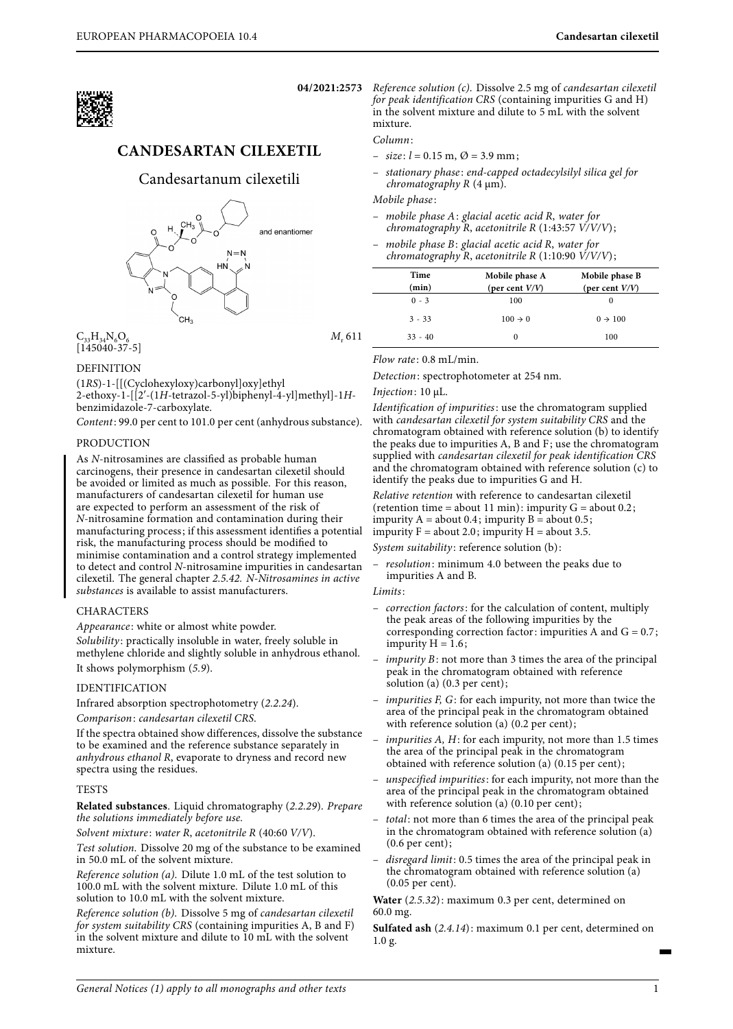04/2021:2573

# CANDESARTAN CILEXETIL

## Candesartanum cilexetili

and enantiomer

$C_{33}H_{34}N_6O_6$ $M_r$ 611

[145040-37-5]

### DEFINITION

(1*RS*)-1-[[(Cyclohexyloxy)carbonyl]oxy]ethyl 2-ethoxy-1-[[2′-(1*H*-tetrazol-5-yl)biphenyl-4-yl]methyl]-1*H*-benzimidazole-7-carboxylate.

*Content*: 99.0 per cent to 101.0 per cent (anhydrous substance).

### PRODUCTION

As *N*-nitrosamines are classified as probable human carcinogens, their presence in candesartan cilexetil should be avoided or limited as much as possible. For this reason, manufacturers of candesartan cilexetil for human use are expected to perform an assessment of the risk of *N*-nitrosamine formation and contamination during their manufacturing process; if this assessment identifies a potential risk, the manufacturing process should be modified to minimise contamination and a control strategy implemented to detect and control *N*-nitrosamine impurities in candesartan cilexetil. The general chapter *2.5.42. N-Nitrosamines in active substances* is available to assist manufacturers.

### CHARACTERS

*Appearance*: white or almost white powder.

*Solubility*: practically insoluble in water, freely soluble in methylene chloride and slightly soluble in anhydrous ethanol.

It shows polymorphism (*5.9*).

### IDENTIFICATION

Infrared absorption spectrophotometry (*2.2.24*).

*Comparison*: *candesartan cilexetil CRS*.

If the spectra obtained show differences, dissolve the substance to be examined and the reference substance separately in *anhydrous ethanol R*, evaporate to dryness and record new spectra using the residues.

### TESTS

**Related substances**. Liquid chromatography (*2.2.29*). *Prepare the solutions immediately before use.*

*Solvent mixture*: *water R*, *acetonitrile R* (40:60 *V/V*).

*Test solution*. Dissolve 20 mg of the substance to be examined in 50.0 mL of the solvent mixture.

*Reference solution (a)*. Dilute 1.0 mL of the test solution to 100.0 mL with the solvent mixture. Dilute 1.0 mL of this solution to 10.0 mL with the solvent mixture.

*Reference solution (b)*. Dissolve 5 mg of *candesartan cilexetil for system suitability CRS* (containing impurities A, B and F) in the solvent mixture and dilute to 10 mL with the solvent mixture.

*Reference solution (c)*. Dissolve 2.5 mg of *candesartan cilexetil for peak identification CRS* (containing impurities G and H) in the solvent mixture and dilute to 5 mL with the solvent mixture.

*Column*:

- *size*: *l* = 0.15 m, Ø = 3.9 mm;
- *stationary phase*: *end-capped octadecylsilyl silica gel for chromatography R* (4 µm).

*Mobile phase*:

- *mobile phase A*: *glacial acetic acid R*, *water for chromatography R*, *acetonitrile R* (1:43:57 *V/V/V*);
- *mobile phase B*: *glacial acetic acid R*, *water for chromatography R*, *acetonitrile R* (1:10:90 *V/V/V*);

| Time (min) | Mobile phase A (per cent *V/V*) | Mobile phase B (per cent *V/V*) |
|---|---|---|
| 0 - 3 | 100 | 0 |
| 3 - 33 | 100 → 0 | 0 → 100 |
| 33 - 40 | 0 | 100 |

*Flow rate*: 0.8 mL/min.

*Detection*: spectrophotometer at 254 nm.

*Injection*: 10 µL.

*Identification of impurities*: use the chromatogram supplied with *candesartan cilexetil for system suitability CRS* and the chromatogram obtained with reference solution (b) to identify the peaks due to impurities A, B and F; use the chromatogram supplied with *candesartan cilexetil for peak identification CRS* and the chromatogram obtained with reference solution (c) to identify the peaks due to impurities G and H.

*Relative retention* with reference to candesartan cilexetil (retention time = about 11 min): impurity G = about 0.2; impurity A = about 0.4; impurity B = about 0.5; impurity F = about 2.0; impurity H = about 3.5.

*System suitability*: reference solution (b):

- *resolution*: minimum 4.0 between the peaks due to impurities A and B.

*Limits*:

- *correction factors*: for the calculation of content, multiply the peak areas of the following impurities by the corresponding correction factor: impurities A and G = 0.7; impurity H = 1.6;
- *impurity B*: not more than 3 times the area of the principal peak in the chromatogram obtained with reference solution (a) (0.3 per cent);
- *impurities F, G*: for each impurity, not more than twice the area of the principal peak in the chromatogram obtained with reference solution (a) (0.2 per cent);
- *impurities A, H*: for each impurity, not more than 1.5 times the area of the principal peak in the chromatogram obtained with reference solution (a) (0.15 per cent);
- *unspecified impurities*: for each impurity, not more than the area of the principal peak in the chromatogram obtained with reference solution (a) (0.10 per cent);
- *total*: not more than 6 times the area of the principal peak in the chromatogram obtained with reference solution (a) (0.6 per cent);
- *disregard limit*: 0.5 times the area of the principal peak in the chromatogram obtained with reference solution (a) (0.05 per cent).

**Water** (*2.5.32*): maximum 0.3 per cent, determined on 60.0 mg.

**Sulfated ash** (*2.4.14*): maximum 0.1 per cent, determined on 1.0 g.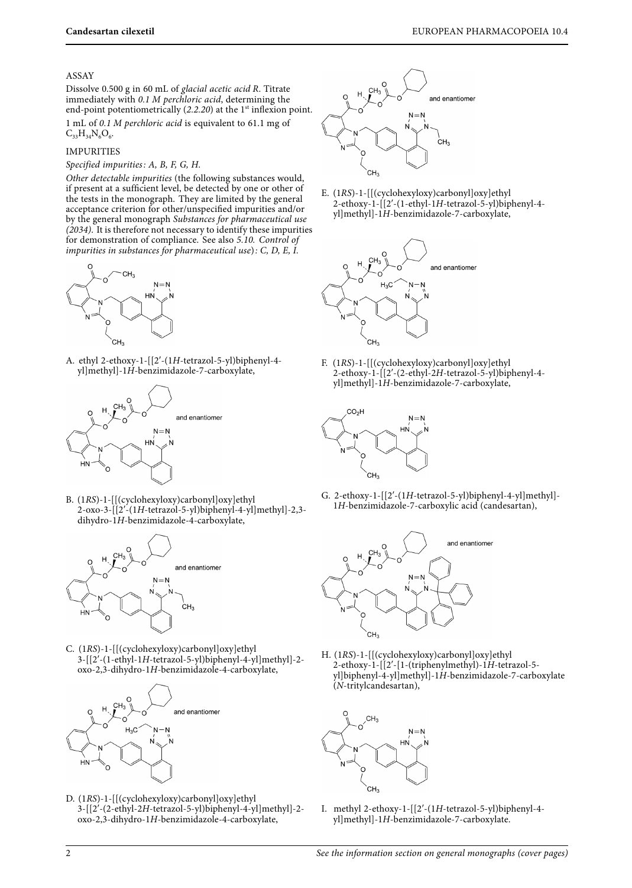## ASSAY

Dissolve 0.500 g in 60 mL of *glacial acetic acid R*. Titrate immediately with *0.1 M perchloric acid*, determining the end-point potentiometrically (*2.2.20*) at the 1st inflexion point.

1 mL of *0.1 M perchloric acid* is equivalent to 61.1 mg of $C_{33}H_{34}N_6O_6$.

## IMPURITIES

*Specified impurities*: *A, B, F, G, H.*

*Other detectable impurities* (the following substances would, if present at a sufficient level, be detected by one or other of the tests in the monograph. They are limited by the general acceptance criterion for other/unspecified impurities and/or by the general monograph *Substances for pharmaceutical use (2034)*. It is therefore not necessary to identify these impurities for demonstration of compliance. See also *5.10. Control of impurities in substances for pharmaceutical use*): *C, D, E, I.*

A. ethyl 2-ethoxy-1-[[2′-(1*H*-tetrazol-5-yl)biphenyl-4-yl]methyl]-1*H*-benzimidazole-7-carboxylate,

and enantiomer

B. (1*RS*)-1-[[(cyclohexyloxy)carbonyl]oxy]ethyl 2-oxo-3-[[2′-(1*H*-tetrazol-5-yl)biphenyl-4-yl]methyl]-2,3-dihydro-1*H*-benzimidazole-4-carboxylate,

and enantiomer

C. (1*RS*)-1-[[(cyclohexyloxy)carbonyl]oxy]ethyl 3-[[2′-(1-ethyl-1*H*-tetrazol-5-yl)biphenyl-4-yl]methyl]-2-oxo-2,3-dihydro-1*H*-benzimidazole-4-carboxylate,

and enantiomer

D. (1*RS*)-1-[[(cyclohexyloxy)carbonyl]oxy]ethyl 3-[[2′-(2-ethyl-2*H*-tetrazol-5-yl)biphenyl-4-yl]methyl]-2-oxo-2,3-dihydro-1*H*-benzimidazole-4-carboxylate,

and enantiomer

E. (1*RS*)-1-[[(cyclohexyloxy)carbonyl]oxy]ethyl 2-ethoxy-1-[[2′-(1-ethyl-1*H*-tetrazol-5-yl)biphenyl-4-yl]methyl]-1*H*-benzimidazole-7-carboxylate,

and enantiomer

F. (1*RS*)-1-[[(cyclohexyloxy)carbonyl]oxy]ethyl 2-ethoxy-1-[[2′-(2-ethyl-2*H*-tetrazol-5-yl)biphenyl-4-yl]methyl]-1*H*-benzimidazole-7-carboxylate,

G. 2-ethoxy-1-[[2′-(1*H*-tetrazol-5-yl)biphenyl-4-yl]methyl]-1*H*-benzimidazole-7-carboxylic acid (candesartan),

and enantiomer

H. (1*RS*)-1-[[(cyclohexyloxy)carbonyl]oxy]ethyl 2-ethoxy-1-[[2′-[1-(triphenylmethyl)-1*H*-tetrazol-5-yl]biphenyl-4-yl]methyl]-1*H*-benzimidazole-7-carboxylate (*N*-tritylcandesartan),

I. methyl 2-ethoxy-1-[[2′-(1*H*-tetrazol-5-yl)biphenyl-4-yl]methyl]-1*H*-benzimidazole-7-carboxylate.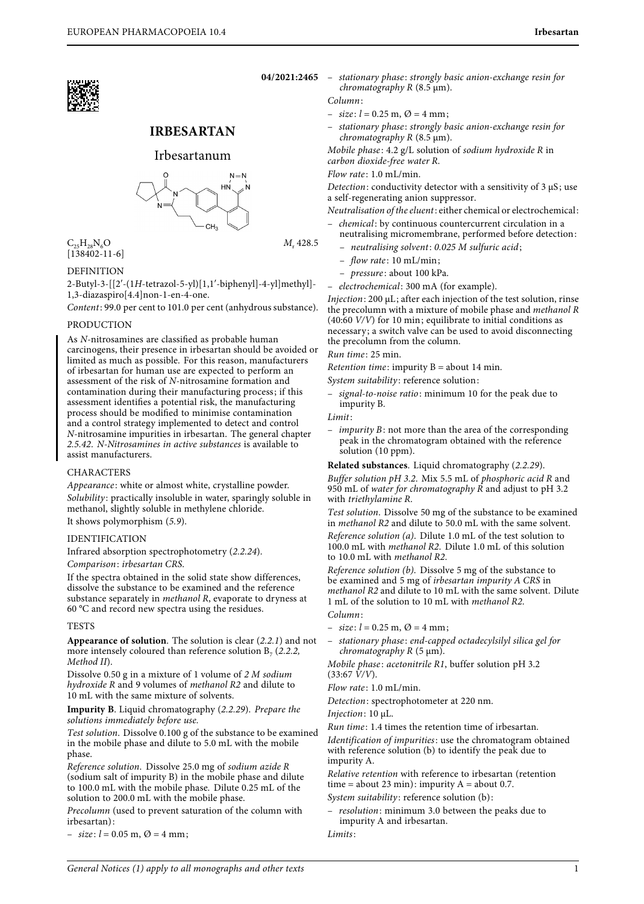04/2021:2465

# IRBESARTAN

## Irbesartanum

$C_{25}H_{28}N_6O$ $M_r$ 428.5

[138402-11-6]

### DEFINITION

2-Butyl-3-[[2′-(1*H*-tetrazol-5-yl)[1,1′-biphenyl]-4-yl]methyl]-1,3-diazaspiro[4.4]non-1-en-4-one.

*Content*: 99.0 per cent to 101.0 per cent (anhydrous substance).

### PRODUCTION

As *N*-nitrosamines are classified as probable human carcinogens, their presence in irbesartan should be avoided or limited as much as possible. For this reason, manufacturers of irbesartan for human use are expected to perform an assessment of the risk of *N*-nitrosamine formation and contamination during their manufacturing process; if this assessment identifies a potential risk, the manufacturing process should be modified to minimise contamination and a control strategy implemented to detect and control *N*-nitrosamine impurities in irbesartan. The general chapter *2.5.42. N-Nitrosamines in active substances* is available to assist manufacturers.

### CHARACTERS

*Appearance*: white or almost white, crystalline powder.

*Solubility*: practically insoluble in water, sparingly soluble in methanol, slightly soluble in methylene chloride.

It shows polymorphism (*5.9*).

### IDENTIFICATION

Infrared absorption spectrophotometry (*2.2.24*).

*Comparison*: *irbesartan CRS*.

If the spectra obtained in the solid state show differences, dissolve the substance to be examined and the reference substance separately in *methanol R*, evaporate to dryness at 60 °C and record new spectra using the residues.

### TESTS

**Appearance of solution**. The solution is clear (*2.2.1*) and not more intensely coloured than reference solution $B_7$ (*2.2.2, Method II*).

Dissolve 0.50 g in a mixture of 1 volume of *2 M sodium hydroxide R* and 9 volumes of *methanol R2* and dilute to 10 mL with the same mixture of solvents.

**Impurity B**. Liquid chromatography (*2.2.29*). *Prepare the solutions immediately before use.*

*Test solution*. Dissolve 0.100 g of the substance to be examined in the mobile phase and dilute to 5.0 mL with the mobile phase.

*Reference solution*. Dissolve 25.0 mg of *sodium azide R* (sodium salt of impurity B) in the mobile phase and dilute to 100.0 mL with the mobile phase. Dilute 0.25 mL of the solution to 200.0 mL with the mobile phase.

*Precolumn* (used to prevent saturation of the column with irbesartan):

- *size*: *l* = 0.05 m, Ø = 4 mm;
- *stationary phase*: *strongly basic anion-exchange resin for chromatography R* (8.5 µm).

*Column*:

- *size*: *l* = 0.25 m, Ø = 4 mm;
- *stationary phase*: *strongly basic anion-exchange resin for chromatography R* (8.5 µm).

*Mobile phase*: 4.2 g/L solution of *sodium hydroxide R* in *carbon dioxide-free water R*.

*Flow rate*: 1.0 mL/min.

*Detection*: conductivity detector with a sensitivity of 3 µS; use a self-regenerating anion suppressor.

*Neutralisation of the eluent*: either chemical or electrochemical:

- *chemical*: by continuous countercurrent circulation in a neutralising micromembrane, performed before detection:
  - *neutralising solvent*: *0.025 M sulfuric acid*;
  - *flow rate*: 10 mL/min;
  - *pressure*: about 100 kPa.
- *electrochemical*: 300 mA (for example).

*Injection*: 200 µL; after each injection of the test solution, rinse the precolumn with a mixture of mobile phase and *methanol R* (40:60 *V/V*) for 10 min; equilibrate to initial conditions as necessary; a switch valve can be used to avoid disconnecting the precolumn from the column.

*Run time*: 25 min.

*Retention time*: impurity B = about 14 min.

*System suitability*: reference solution:

- *signal-to-noise ratio*: minimum 10 for the peak due to impurity B.

*Limit*:

- *impurity B*: not more than the area of the corresponding peak in the chromatogram obtained with the reference solution (10 ppm).

**Related substances**. Liquid chromatography (*2.2.29*).

*Buffer solution pH 3.2*. Mix 5.5 mL of *phosphoric acid R* and 950 mL of *water for chromatography R* and adjust to pH 3.2 with *triethylamine R*.

*Test solution*. Dissolve 50 mg of the substance to be examined in *methanol R2* and dilute to 50.0 mL with the same solvent.

*Reference solution (a)*. Dilute 1.0 mL of the test solution to 100.0 mL with *methanol R2*. Dilute 1.0 mL of this solution to 10.0 mL with *methanol R2*.

*Reference solution (b)*. Dissolve 5 mg of the substance to be examined and 5 mg of *irbesartan impurity A CRS* in *methanol R2* and dilute to 10 mL with the same solvent. Dilute 1 mL of the solution to 10 mL with *methanol R2*.

*Column*:

- *size*: *l* = 0.25 m, Ø = 4 mm;
- *stationary phase*: *end-capped octadecylsilyl silica gel for chromatography R* (5 µm).

*Mobile phase*: *acetonitrile R1*, buffer solution pH 3.2 (33:67 *V/V*).

*Flow rate*: 1.0 mL/min.

*Detection*: spectrophotometer at 220 nm.

*Injection*: 10 µL.

*Run time*: 1.4 times the retention time of irbesartan.

*Identification of impurities*: use the chromatogram obtained with reference solution (b) to identify the peak due to impurity A.

*Relative retention* with reference to irbesartan (retention time = about 23 min): impurity A = about 0.7.

*System suitability*: reference solution (b):

- *resolution*: minimum 3.0 between the peaks due to impurity A and irbesartan.

*Limits*: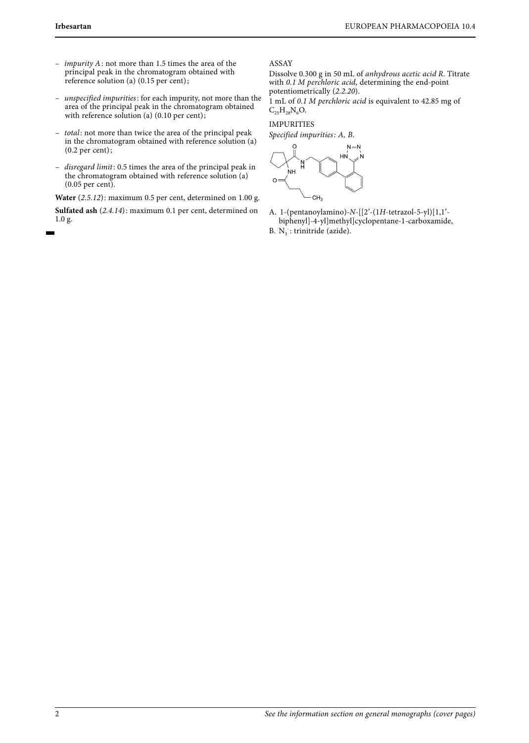– *impurity A*: not more than 1.5 times the area of the principal peak in the chromatogram obtained with reference solution (a) (0.15 per cent);

– *unspecified impurities*: for each impurity, not more than the area of the principal peak in the chromatogram obtained with reference solution (a) (0.10 per cent);

– *total*: not more than twice the area of the principal peak in the chromatogram obtained with reference solution (a) (0.2 per cent);

– *disregard limit*: 0.5 times the area of the principal peak in the chromatogram obtained with reference solution (a) (0.05 per cent).

**Water** (*2.5.12*): maximum 0.5 per cent, determined on 1.00 g.

**Sulfated ash** (*2.4.14*): maximum 0.1 per cent, determined on 1.0 g.

ASSAY

Dissolve 0.300 g in 50 mL of *anhydrous acetic acid R*. Titrate with *0.1 M perchloric acid*, determining the end-point potentiometrically (*2.2.20*).

1 mL of *0.1 M perchloric acid* is equivalent to 42.85 mg of $C_{25}H_{28}N_6O$.

IMPURITIES

*Specified impurities*: *A, B*.

A. 1-(pentanoylamino)-*N*-[[2′-(1*H*-tetrazol-5-yl)[1,1′-biphenyl]-4-yl]methyl]cyclopentane-1-carboxamide,

B. $N_3^-$: trinitride (azide).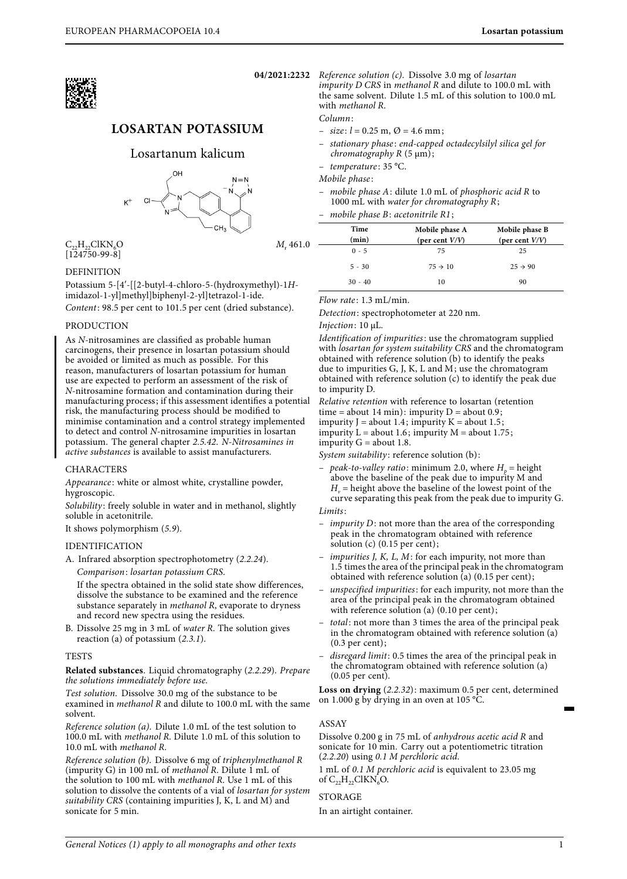04/2021:2232

# LOSARTAN POTASSIUM

## Losartanum kalicum

$C_{22}H_{22}ClKN_6O$ $M_r$ 461.0

[124750-99-8]

### DEFINITION

Potassium 5-[4′-[[2-butyl-4-chloro-5-(hydroxymethyl)-1*H*-imidazol-1-yl]methyl]biphenyl-2-yl]tetrazol-1-ide.

*Content*: 98.5 per cent to 101.5 per cent (dried substance).

### PRODUCTION

As *N*-nitrosamines are classified as probable human carcinogens, their presence in losartan potassium should be avoided or limited as much as possible. For this reason, manufacturers of losartan potassium for human use are expected to perform an assessment of the risk of *N*-nitrosamine formation and contamination during their manufacturing process; if this assessment identifies a potential risk, the manufacturing process should be modified to minimise contamination and a control strategy implemented to detect and control *N*-nitrosamine impurities in losartan potassium. The general chapter *2.5.42. N-Nitrosamines in active substances* is available to assist manufacturers.

### CHARACTERS

*Appearance*: white or almost white, crystalline powder, hygroscopic.

*Solubility*: freely soluble in water and in methanol, slightly soluble in acetonitrile.

It shows polymorphism (*5.9*).

### IDENTIFICATION

A. Infrared absorption spectrophotometry (*2.2.24*).

*Comparison*: *losartan potassium CRS*.

If the spectra obtained in the solid state show differences, dissolve the substance to be examined and the reference substance separately in *methanol R*, evaporate to dryness and record new spectra using the residues.

B. Dissolve 25 mg in 3 mL of *water R*. The solution gives reaction (a) of potassium (*2.3.1*).

### TESTS

**Related substances**. Liquid chromatography (*2.2.29*). *Prepare the solutions immediately before use.*

*Test solution.* Dissolve 30.0 mg of the substance to be examined in *methanol R* and dilute to 100.0 mL with the same solvent.

*Reference solution (a).* Dilute 1.0 mL of the test solution to 100.0 mL with *methanol R*. Dilute 1.0 mL of this solution to 10.0 mL with *methanol R*.

*Reference solution (b).* Dissolve 6 mg of *triphenylmethanol R* (impurity G) in 100 mL of *methanol R*. Dilute 1 mL of the solution to 100 mL with *methanol R*. Use 1 mL of this solution to dissolve the contents of a vial of *losartan for system suitability CRS* (containing impurities J, K, L and M) and sonicate for 5 min.

*Reference solution (c).* Dissolve 3.0 mg of *losartan impurity D CRS* in *methanol R* and dilute to 100.0 mL with the same solvent. Dilute 1.5 mL of this solution to 100.0 mL with *methanol R*.

*Column*:

- *size*: *l* = 0.25 m, Ø = 4.6 mm;
- *stationary phase*: *end-capped octadecylsilyl silica gel for chromatography R* (5 µm);
- *temperature*: 35 °C.

*Mobile phase*:

- *mobile phase A*: dilute 1.0 mL of *phosphoric acid R* to 1000 mL with *water for chromatography R*;
- *mobile phase B*: *acetonitrile R1*;

| Time (min) | Mobile phase A (per cent *V/V*) | Mobile phase B (per cent *V/V*) |
|---|---|---|
| 0 - 5 | 75 | 25 |
| 5 - 30 | 75 → 10 | 25 → 90 |
| 30 - 40 | 10 | 90 |

*Flow rate*: 1.3 mL/min.

*Detection*: spectrophotometer at 220 nm.

*Injection*: 10 µL.

*Identification of impurities*: use the chromatogram supplied with *losartan for system suitability CRS* and the chromatogram obtained with reference solution (b) to identify the peaks due to impurities G, J, K, L and M; use the chromatogram obtained with reference solution (c) to identify the peak due to impurity D.

*Relative retention* with reference to losartan (retention time = about 14 min): impurity D = about 0.9; impurity J = about 1.4; impurity K = about 1.5; impurity L = about 1.6; impurity M = about 1.75; impurity G = about 1.8.

*System suitability*: reference solution (b):

- *peak-to-valley ratio*: minimum 2.0, where $H_p$ = height above the baseline of the peak due to impurity M and $H_v$ = height above the baseline of the lowest point of the curve separating this peak from the peak due to impurity G.

*Limits*:

- *impurity D*: not more than the area of the corresponding peak in the chromatogram obtained with reference solution (c) (0.15 per cent);
- *impurities J, K, L, M*: for each impurity, not more than 1.5 times the area of the principal peak in the chromatogram obtained with reference solution (a) (0.15 per cent);
- *unspecified impurities*: for each impurity, not more than the area of the principal peak in the chromatogram obtained with reference solution (a) (0.10 per cent);
- *total*: not more than 3 times the area of the principal peak in the chromatogram obtained with reference solution (a) (0.3 per cent);
- *disregard limit*: 0.5 times the area of the principal peak in the chromatogram obtained with reference solution (a) (0.05 per cent).

**Loss on drying** (*2.2.32*): maximum 0.5 per cent, determined on 1.000 g by drying in an oven at 105 °C.

### ASSAY

Dissolve 0.200 g in 75 mL of *anhydrous acetic acid R* and sonicate for 10 min. Carry out a potentiometric titration (*2.2.20*) using *0.1 M perchloric acid*.

1 mL of *0.1 M perchloric acid* is equivalent to 23.05 mg of $C_{22}H_{22}ClKN_6O$.

### STORAGE

In an airtight container.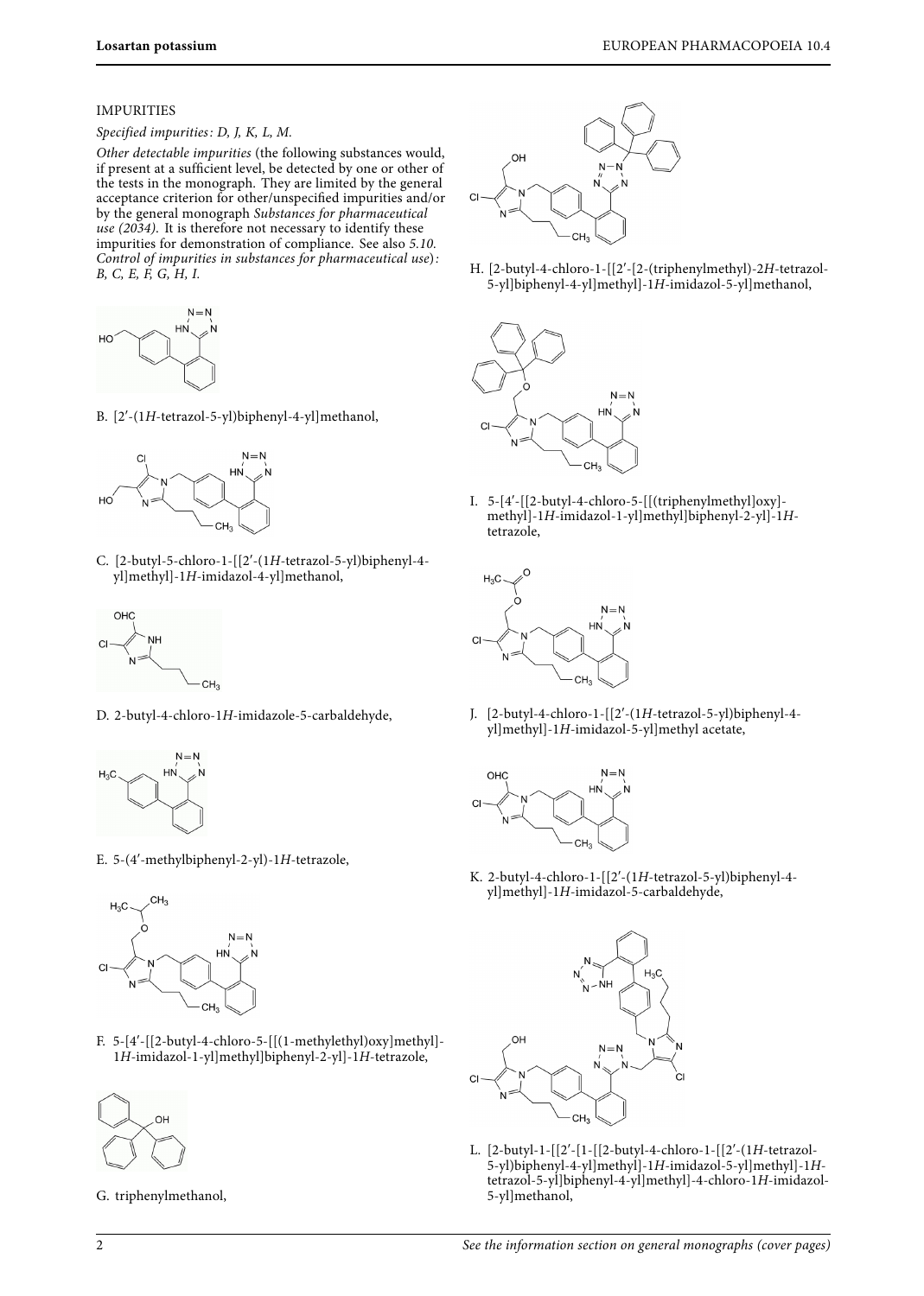IMPURITIES

*Specified impurities*: D, J, K, L, M.

*Other detectable impurities* (the following substances would, if present at a sufficient level, be detected by one or other of the tests in the monograph. They are limited by the general acceptance criterion for other/unspecified impurities and/or by the general monograph *Substances for pharmaceutical use (2034)*. It is therefore not necessary to identify these impurities for demonstration of compliance. See also *5.10. Control of impurities in substances for pharmaceutical use*): B, C, E, F, G, H, I.

B. [2′-(1*H*-tetrazol-5-yl)biphenyl-4-yl]methanol,

C. [2-butyl-5-chloro-1-[[2′-(1*H*-tetrazol-5-yl)biphenyl-4-yl]methyl]-1*H*-imidazol-4-yl]methanol,

D. 2-butyl-4-chloro-1*H*-imidazole-5-carbaldehyde,

E. 5-(4′-methylbiphenyl-2-yl)-1*H*-tetrazole,

F. 5-[4′-[[2-butyl-4-chloro-5-[[(1-methylethyl)oxy]methyl]-1*H*-imidazol-1-yl]methyl]biphenyl-2-yl]-1*H*-tetrazole,

G. triphenylmethanol,

H. [2-butyl-4-chloro-1-[[2′-[2-(triphenylmethyl)-2*H*-tetrazol-5-yl]biphenyl-4-yl]methyl]-1*H*-imidazol-5-yl]methanol,

I. 5-[4′-[[2-butyl-4-chloro-5-[[(triphenylmethyl)oxy]methyl]-1*H*-imidazol-1-yl]methyl]biphenyl-2-yl]-1*H*-tetrazole,

J. [2-butyl-4-chloro-1-[[2′-(1*H*-tetrazol-5-yl)biphenyl-4-yl]methyl]-1*H*-imidazol-5-yl]methyl acetate,

K. 2-butyl-4-chloro-1-[[2′-(1*H*-tetrazol-5-yl)biphenyl-4-yl]methyl]-1*H*-imidazole-5-carbaldehyde,

L. [2-butyl-1-[[2′-[1-[[2-butyl-4-chloro-1-[[2′-(1*H*-tetrazol-5-yl)biphenyl-4-yl]methyl]-1*H*-imidazol-5-yl]methyl]-1*H*-tetrazol-5-yl]biphenyl-4-yl]methyl]-4-chloro-1*H*-imidazol-5-yl]methanol,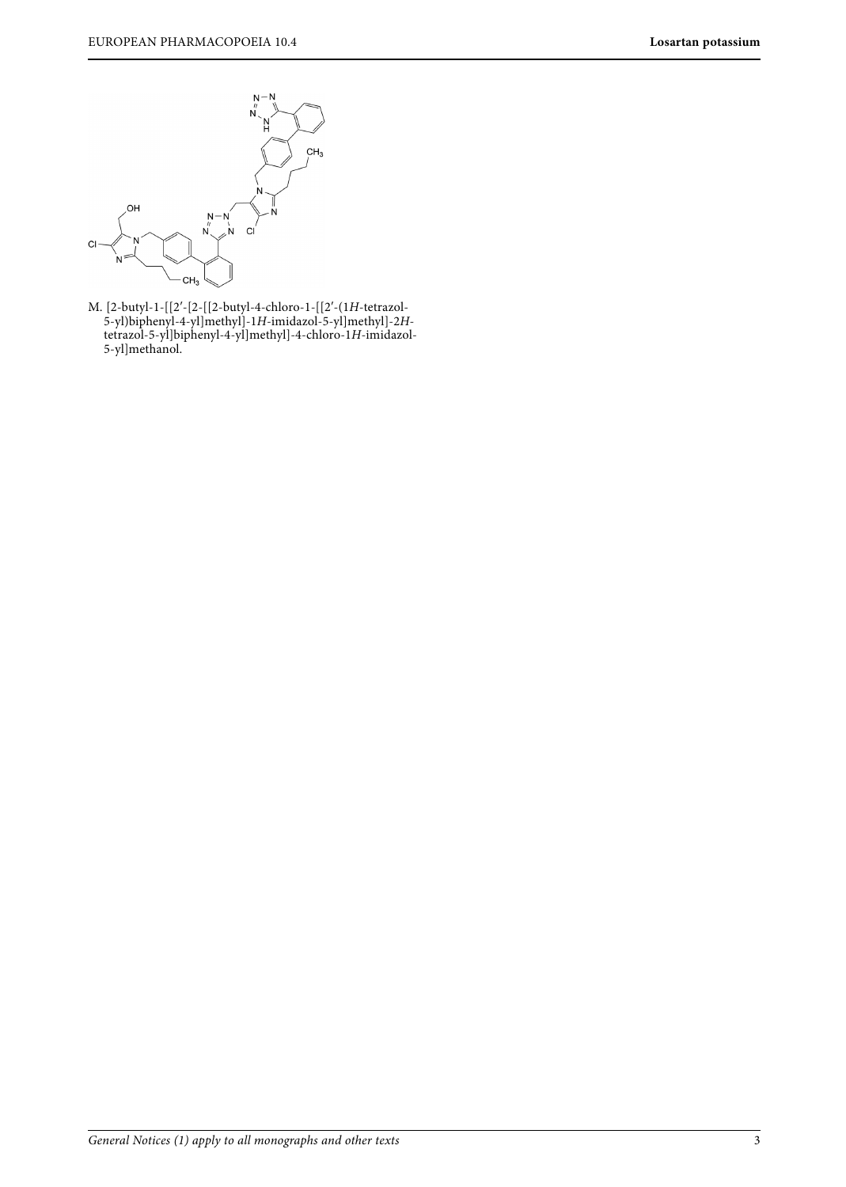M. [2-butyl-1-[[2′-[2-[[2-butyl-4-chloro-1-[[2′-(1*H*-tetrazol-5-yl)biphenyl-4-yl]methyl]-1*H*-imidazol-5-yl]methyl]-2*H*-tetrazol-5-yl]biphenyl-4-yl]methyl]-4-chloro-1*H*-imidazol-5-yl]methanol.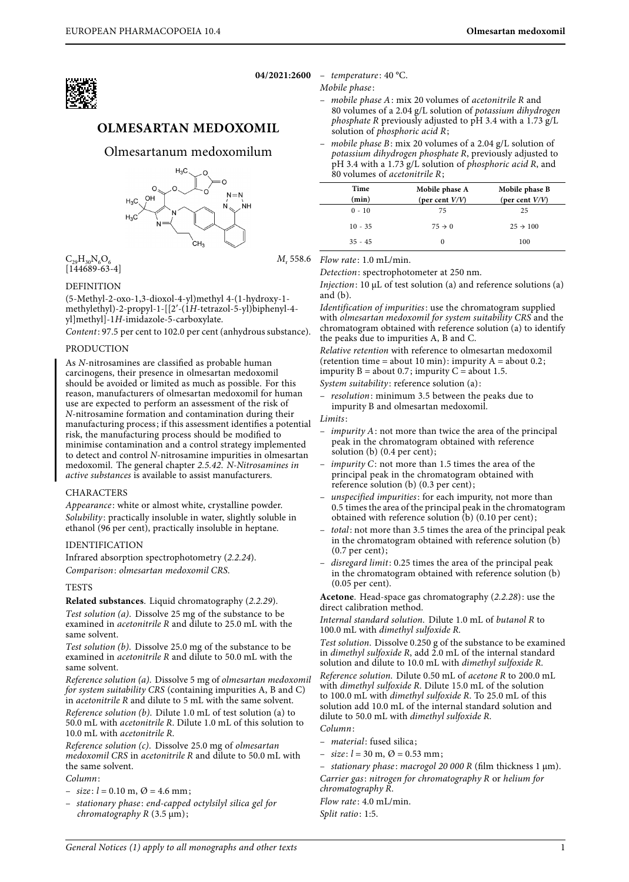04/2021:2600

# OLMESARTAN MEDOXOMIL

## Olmesartanum medoxomilum

$C_{29}H_{30}N_6O_6$ $M_r$ 558.6

[144689-63-4]

### DEFINITION

(5-Methyl-2-oxo-1,3-dioxol-4-yl)methyl 4-(1-hydroxy-1-methylethyl)-2-propyl-1-[[2′-(1*H*-tetrazol-5-yl)biphenyl-4-yl]methyl]-1*H*-imidazole-5-carboxylate.

*Content*: 97.5 per cent to 102.0 per cent (anhydrous substance).

### PRODUCTION

As *N*-nitrosamines are classified as probable human carcinogens, their presence in olmesartan medoxomil should be avoided or limited as much as possible. For this reason, manufacturers of olmesartan medoxomil for human use are expected to perform an assessment of the risk of *N*-nitrosamine formation and contamination during their manufacturing process; if this assessment identifies a potential risk, the manufacturing process should be modified to minimise contamination and a control strategy implemented to detect and control *N*-nitrosamine impurities in olmesartan medoxomil. The general chapter *2.5.42. N-Nitrosamines in active substances* is available to assist manufacturers.

### CHARACTERS

*Appearance*: white or almost white, crystalline powder.

*Solubility*: practically insoluble in water, slightly soluble in ethanol (96 per cent), practically insoluble in heptane.

### IDENTIFICATION

Infrared absorption spectrophotometry (*2.2.24*).

*Comparison*: *olmesartan medoxomil CRS*.

### TESTS

**Related substances**. Liquid chromatography (*2.2.29*).

*Test solution (a)*. Dissolve 25 mg of the substance to be examined in *acetonitrile R* and dilute to 25.0 mL with the same solvent.

*Test solution (b)*. Dissolve 25.0 mg of the substance to be examined in *acetonitrile R* and dilute to 50.0 mL with the same solvent.

*Reference solution (a)*. Dissolve 5 mg of *olmesartan medoxomil for system suitability CRS* (containing impurities A, B and C) in *acetonitrile R* and dilute to 5 mL with the same solvent.

*Reference solution (b)*. Dilute 1.0 mL of test solution (a) to 50.0 mL with *acetonitrile R*. Dilute 1.0 mL of this solution to 10.0 mL with *acetonitrile R*.

*Reference solution (c)*. Dissolve 25.0 mg of *olmesartan medoxomil CRS* in *acetonitrile R* and dilute to 50.0 mL with the same solvent.

*Column*:

- *size*: *l* = 0.10 m, Ø = 4.6 mm;
- *stationary phase*: *end-capped octylsilyl silica gel for chromatography R* (3.5 μm);
- *temperature*: 40 °C.

*Mobile phase*:

- *mobile phase A*: mix 20 volumes of *acetonitrile R* and 80 volumes of a 2.04 g/L solution of *potassium dihydrogen phosphate R* previously adjusted to pH 3.4 with a 1.73 g/L solution of *phosphoric acid R*;
- *mobile phase B*: mix 20 volumes of a 2.04 g/L solution of *potassium dihydrogen phosphate R*, previously adjusted to pH 3.4 with a 1.73 g/L solution of *phosphoric acid R*, and 80 volumes of *acetonitrile R*;

| Time (min) | Mobile phase A (per cent *V/V*) | Mobile phase B (per cent *V/V*) |
|---|---|---|
| 0 - 10 | 75 | 25 |
| 10 - 35 | 75 → 0 | 25 → 100 |
| 35 - 45 | 0 | 100 |

*Flow rate*: 1.0 mL/min.

*Detection*: spectrophotometer at 250 nm.

*Injection*: 10 μL of test solution (a) and reference solutions (a) and (b).

*Identification of impurities*: use the chromatogram supplied with *olmesartan medoxomil for system suitability CRS* and the chromatogram obtained with reference solution (a) to identify the peaks due to impurities A, B and C.

*Relative retention* with reference to olmesartan medoxomil (retention time = about 10 min): impurity A = about 0.2; impurity B = about 0.7; impurity C = about 1.5.

*System suitability*: reference solution (a):

- *resolution*: minimum 3.5 between the peaks due to impurity B and olmesartan medoxomil.

*Limits*:

- *impurity A*: not more than twice the area of the principal peak in the chromatogram obtained with reference solution (b) (0.4 per cent);
- *impurity C*: not more than 1.5 times the area of the principal peak in the chromatogram obtained with reference solution (b) (0.3 per cent);
- *unspecified impurities*: for each impurity, not more than 0.5 times the area of the principal peak in the chromatogram obtained with reference solution (b) (0.10 per cent);
- *total*: not more than 3.5 times the area of the principal peak in the chromatogram obtained with reference solution (b) (0.7 per cent);
- *disregard limit*: 0.25 times the area of the principal peak in the chromatogram obtained with reference solution (b) (0.05 per cent).

**Acetone**. Head-space gas chromatography (*2.2.28*): use the direct calibration method.

*Internal standard solution*. Dilute 1.0 mL of *butanol R* to 100.0 mL with *dimethyl sulfoxide R*.

*Test solution*. Dissolve 0.250 g of the substance to be examined in *dimethyl sulfoxide R*, add 2.0 mL of the internal standard solution and dilute to 10.0 mL with *dimethyl sulfoxide R*.

*Reference solution*. Dilute 0.50 mL of *acetone R* to 200.0 mL with *dimethyl sulfoxide R*. Dilute 15.0 mL of the solution to 100.0 mL with *dimethyl sulfoxide R*. To 25.0 mL of this solution add 10.0 mL of the internal standard solution and dilute to 50.0 mL with *dimethyl sulfoxide R*.

*Column*:

- *material*: fused silica;
- *size*: *l* = 30 m, Ø = 0.53 mm;
- *stationary phase*: *macrogol 20 000 R* (film thickness 1 μm).

*Carrier gas*: *nitrogen for chromatography R* or *helium for chromatography R*.

*Flow rate*: 4.0 mL/min.

*Split ratio*: 1:5.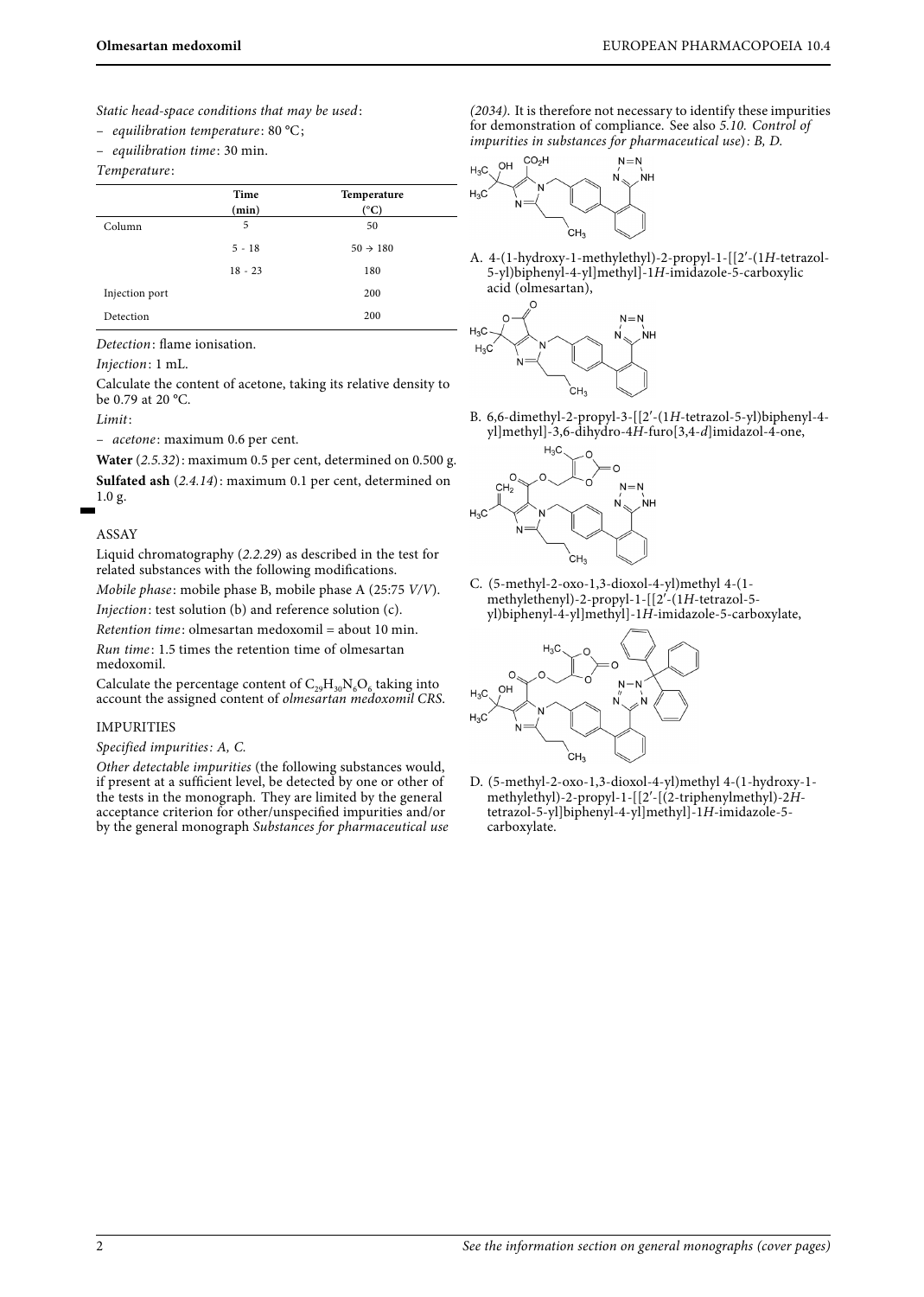*Static head-space conditions that may be used*:

– *equilibration temperature*: 80 °C;

– *equilibration time*: 30 min.

*Temperature*:

| | Time (min) | Temperature (°C) |
|---|---|---|
| Column | 5 | 50 |
| | 5 - 18 | 50 → 180 |
| | 18 - 23 | 180 |
| Injection port | | 200 |
| Detection | | 200 |

*Detection*: flame ionisation.

*Injection*: 1 mL.

Calculate the content of acetone, taking its relative density to be 0.79 at 20 °C.

*Limit*:

– *acetone*: maximum 0.6 per cent.

**Water** (*2.5.32*): maximum 0.5 per cent, determined on 0.500 g.

**Sulfated ash** (*2.4.14*): maximum 0.1 per cent, determined on 1.0 g.

## ASSAY

Liquid chromatography (*2.2.29*) as described in the test for related substances with the following modifications.

*Mobile phase*: mobile phase B, mobile phase A (25:75 *V/V*).

*Injection*: test solution (b) and reference solution (c).

*Retention time*: olmesartan medoxomil = about 10 min.

*Run time*: 1.5 times the retention time of olmesartan medoxomil.

Calculate the percentage content of $C_{29}H_{30}N_6O_6$ taking into account the assigned content of *olmesartan medoxomil CRS*.

## IMPURITIES

*Specified impurities*: *A, C.*

*Other detectable impurities* (the following substances would, if present at a sufficient level, be detected by one or other of the tests in the monograph. They are limited by the general acceptance criterion for other/unspecified impurities and/or by the general monograph *Substances for pharmaceutical use (2034)*. It is therefore not necessary to identify these impurities for demonstration of compliance. See also *5.10. Control of impurities in substances for pharmaceutical use*): *B, D.*

A. 4-(1-hydroxy-1-methylethyl)-2-propyl-1-[[2′-(1*H*-tetrazol-5-yl)biphenyl-4-yl]methyl]-1*H*-imidazole-5-carboxylic acid (olmesartan),

B. 6,6-dimethyl-2-propyl-3-[[2′-(1*H*-tetrazol-5-yl)biphenyl-4-yl]methyl]-3,6-dihydro-4*H*-furo[3,4-*d*]imidazol-4-one,

C. (5-methyl-2-oxo-1,3-dioxol-4-yl)methyl 4-(1-methylethenyl)-2-propyl-1-[[2′-(1*H*-tetrazol-5-yl)biphenyl-4-yl]methyl]-1*H*-imidazole-5-carboxylate,

D. (5-methyl-2-oxo-1,3-dioxol-4-yl)methyl 4-(1-hydroxy-1-methylethyl)-2-propyl-1-[[2′-[(2-triphenylmethyl)-2*H*-tetrazol-5-yl]biphenyl-4-yl]methyl]-1*H*-imidazole-5-carboxylate.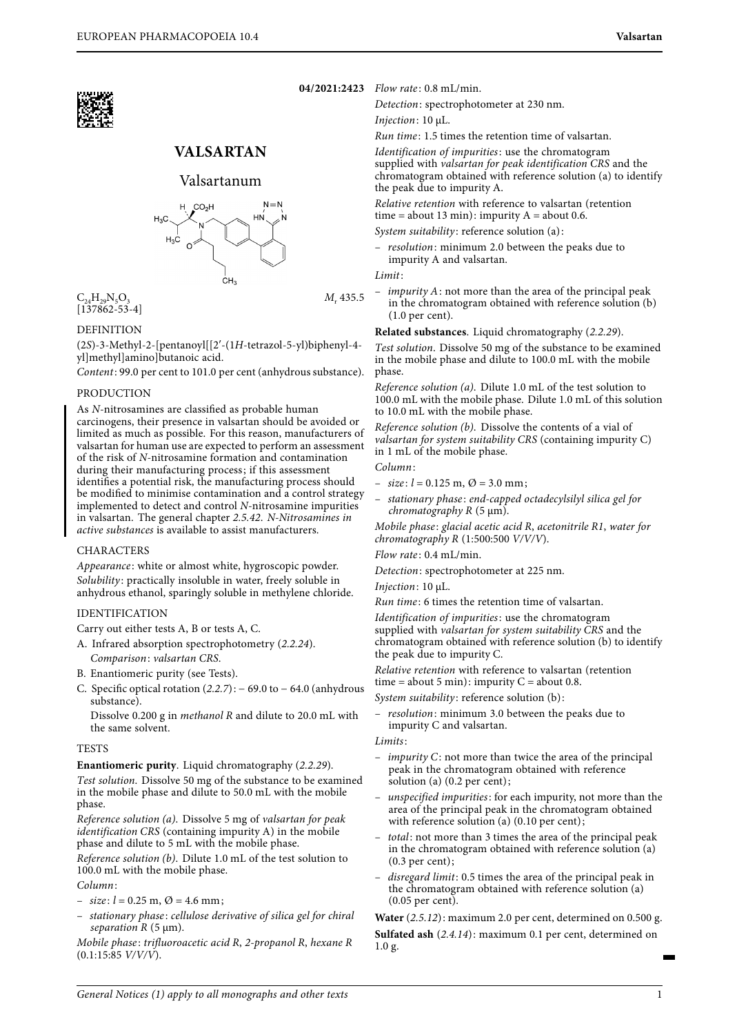04/2021:2423

# VALSARTAN

## Valsartanum

$C_{24}H_{29}N_5O_3$ [137862-53-4]

$M_r$ 435.5

### DEFINITION

(2*S*)-3-Methyl-2-[pentanoyl[[2′-(1*H*-tetrazol-5-yl)biphenyl-4-yl]methyl]amino]butanoic acid.

*Content*: 99.0 per cent to 101.0 per cent (anhydrous substance).

### PRODUCTION

As *N*-nitrosamines are classified as probable human carcinogens, their presence in valsartan should be avoided or limited as much as possible. For this reason, manufacturers of valsartan for human use are expected to perform an assessment of the risk of *N*-nitrosamine formation and contamination during their manufacturing process; if this assessment identifies a potential risk, the manufacturing process should be modified to minimise contamination and a control strategy implemented to detect and control *N*-nitrosamine impurities in valsartan. The general chapter *2.5.42. N-Nitrosamines in active substances* is available to assist manufacturers.

### CHARACTERS

*Appearance*: white or almost white, hygroscopic powder.

*Solubility*: practically insoluble in water, freely soluble in anhydrous ethanol, sparingly soluble in methylene chloride.

### IDENTIFICATION

Carry out either tests A, B or tests A, C.

A. Infrared absorption spectrophotometry (*2.2.24*).
*Comparison*: *valsartan CRS*.

B. Enantiomeric purity (see Tests).

C. Specific optical rotation (*2.2.7*): − 69.0 to − 64.0 (anhydrous substance).
Dissolve 0.200 g in *methanol R* and dilute to 20.0 mL with the same solvent.

### TESTS

**Enantiomeric purity**. Liquid chromatography (*2.2.29*).

*Test solution*. Dissolve 50 mg of the substance to be examined in the mobile phase and dilute to 50.0 mL with the mobile phase.

*Reference solution (a)*. Dissolve 5 mg of *valsartan for peak identification CRS* (containing impurity A) in the mobile phase and dilute to 5 mL with the mobile phase.

*Reference solution (b)*. Dilute 1.0 mL of the test solution to 100.0 mL with the mobile phase.

*Column*:

- *size*: *l* = 0.25 m, Ø = 4.6 mm;
- *stationary phase*: *cellulose derivative of silica gel for chiral separation R* (5 μm).

*Mobile phase*: *trifluoroacetic acid R*, *2-propanol R*, *hexane R* (0.1:15:85 *V/V/V*).

*Flow rate*: 0.8 mL/min.

*Detection*: spectrophotometer at 230 nm.

*Injection*: 10 μL.

*Run time*: 1.5 times the retention time of valsartan.

*Identification of impurities*: use the chromatogram supplied with *valsartan for peak identification CRS* and the chromatogram obtained with reference solution (a) to identify the peak due to impurity A.

*Relative retention* with reference to valsartan (retention time = about 13 min): impurity A = about 0.6.

*System suitability*: reference solution (a):

- *resolution*: minimum 2.0 between the peaks due to impurity A and valsartan.

*Limit*:

- *impurity A*: not more than the area of the principal peak in the chromatogram obtained with reference solution (b) (1.0 per cent).

**Related substances**. Liquid chromatography (*2.2.29*).

*Test solution*. Dissolve 50 mg of the substance to be examined in the mobile phase and dilute to 100.0 mL with the mobile phase.

*Reference solution (a)*. Dilute 1.0 mL of the test solution to 100.0 mL with the mobile phase. Dilute 1.0 mL of this solution to 10.0 mL with the mobile phase.

*Reference solution (b)*. Dissolve the contents of a vial of *valsartan for system suitability CRS* (containing impurity C) in 1 mL of the mobile phase.

*Column*:

- *size*: *l* = 0.125 m, Ø = 3.0 mm;
- *stationary phase*: *end-capped octadecylsilyl silica gel for chromatography R* (5 μm).

*Mobile phase*: *glacial acetic acid R*, *acetonitrile R1*, *water for chromatography R* (1:500:500 *V/V/V*).

*Flow rate*: 0.4 mL/min.

*Detection*: spectrophotometer at 225 nm.

*Injection*: 10 μL.

*Run time*: 6 times the retention time of valsartan.

*Identification of impurities*: use the chromatogram supplied with *valsartan for system suitability CRS* and the chromatogram obtained with reference solution (b) to identify the peak due to impurity C.

*Relative retention* with reference to valsartan (retention time = about 5 min): impurity C = about 0.8.

*System suitability*: reference solution (b):

- *resolution*: minimum 3.0 between the peaks due to impurity C and valsartan.

*Limits*:

- *impurity C*: not more than twice the area of the principal peak in the chromatogram obtained with reference solution (a) (0.2 per cent);
- *unspecified impurities*: for each impurity, not more than the area of the principal peak in the chromatogram obtained with reference solution (a) (0.10 per cent);
- *total*: not more than 3 times the area of the principal peak in the chromatogram obtained with reference solution (a) (0.3 per cent);
- *disregard limit*: 0.5 times the area of the principal peak in the chromatogram obtained with reference solution (a) (0.05 per cent).

**Water** (*2.5.12*): maximum 2.0 per cent, determined on 0.500 g.

**Sulfated ash** (*2.4.14*): maximum 0.1 per cent, determined on 1.0 g.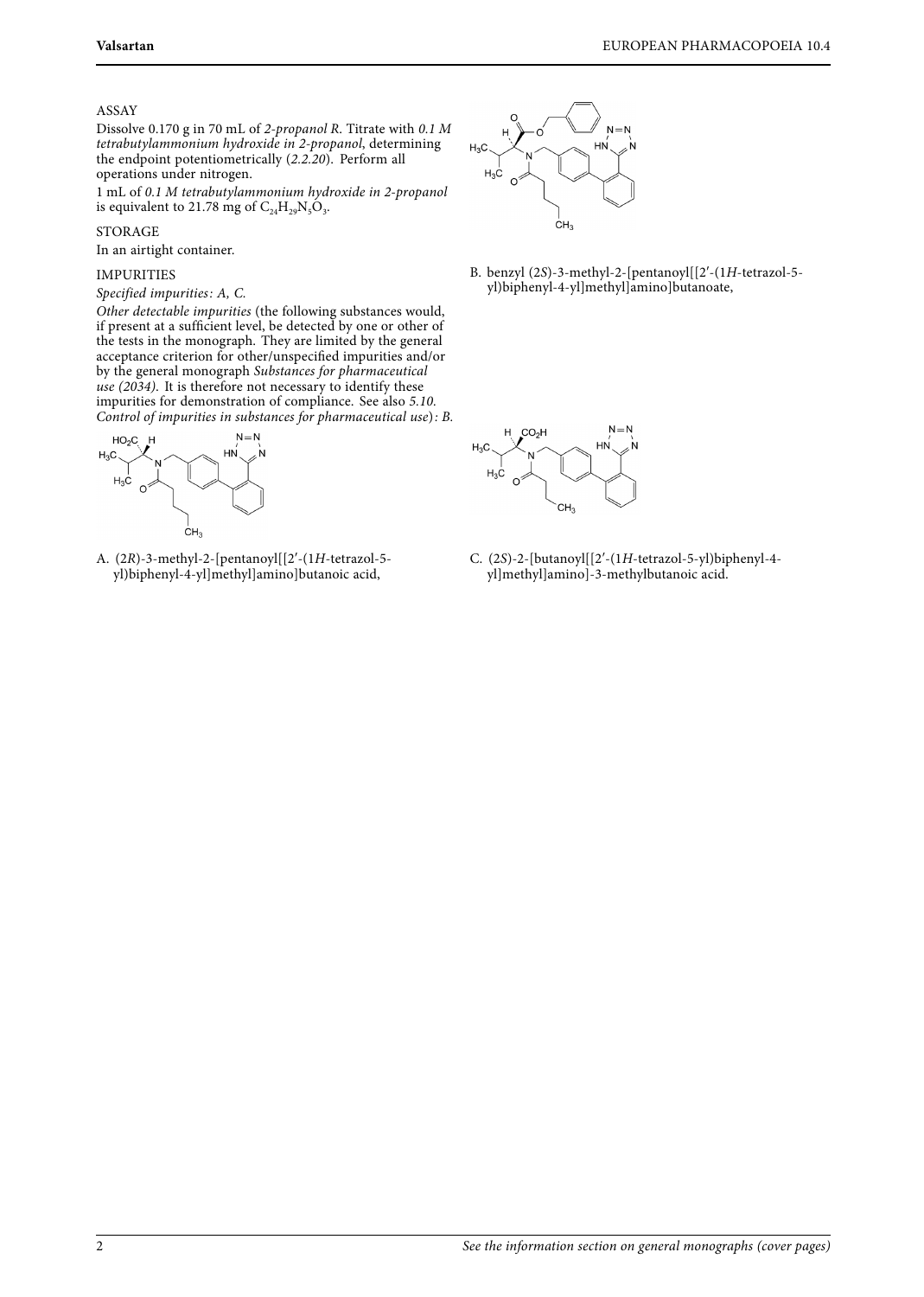## ASSAY

Dissolve 0.170 g in 70 mL of *2-propanol R*. Titrate with *0.1 M tetrabutylammonium hydroxide in 2-propanol*, determining the endpoint potentiometrically (*2.2.20*). Perform all operations under nitrogen.

1 mL of *0.1 M tetrabutylammonium hydroxide in 2-propanol* is equivalent to 21.78 mg of $C_{24}H_{29}N_5O_3$.

## STORAGE

In an airtight container.

## IMPURITIES

*Specified impurities*: *A, C*.

*Other detectable impurities* (the following substances would, if present at a sufficient level, be detected by one or other of the tests in the monograph. They are limited by the general acceptance criterion for other/unspecified impurities and/or by the general monograph *Substances for pharmaceutical use (2034)*. It is therefore not necessary to identify these impurities for demonstration of compliance. See also *5.10. Control of impurities in substances for pharmaceutical use*): *B*.

A. (2*R*)-3-methyl-2-[pentanoyl[[2′-(1*H*-tetrazol-5-yl)biphenyl-4-yl]methyl]amino]butanoic acid,

B. benzyl (2*S*)-3-methyl-2-[pentanoyl[[2′-(1*H*-tetrazol-5-yl)biphenyl-4-yl]methyl]amino]butanoate,

C. (2*S*)-2-[butanoyl[[2′-(1*H*-tetrazol-5-yl)biphenyl-4-yl]methyl]amino]-3-methylbutanoic acid.